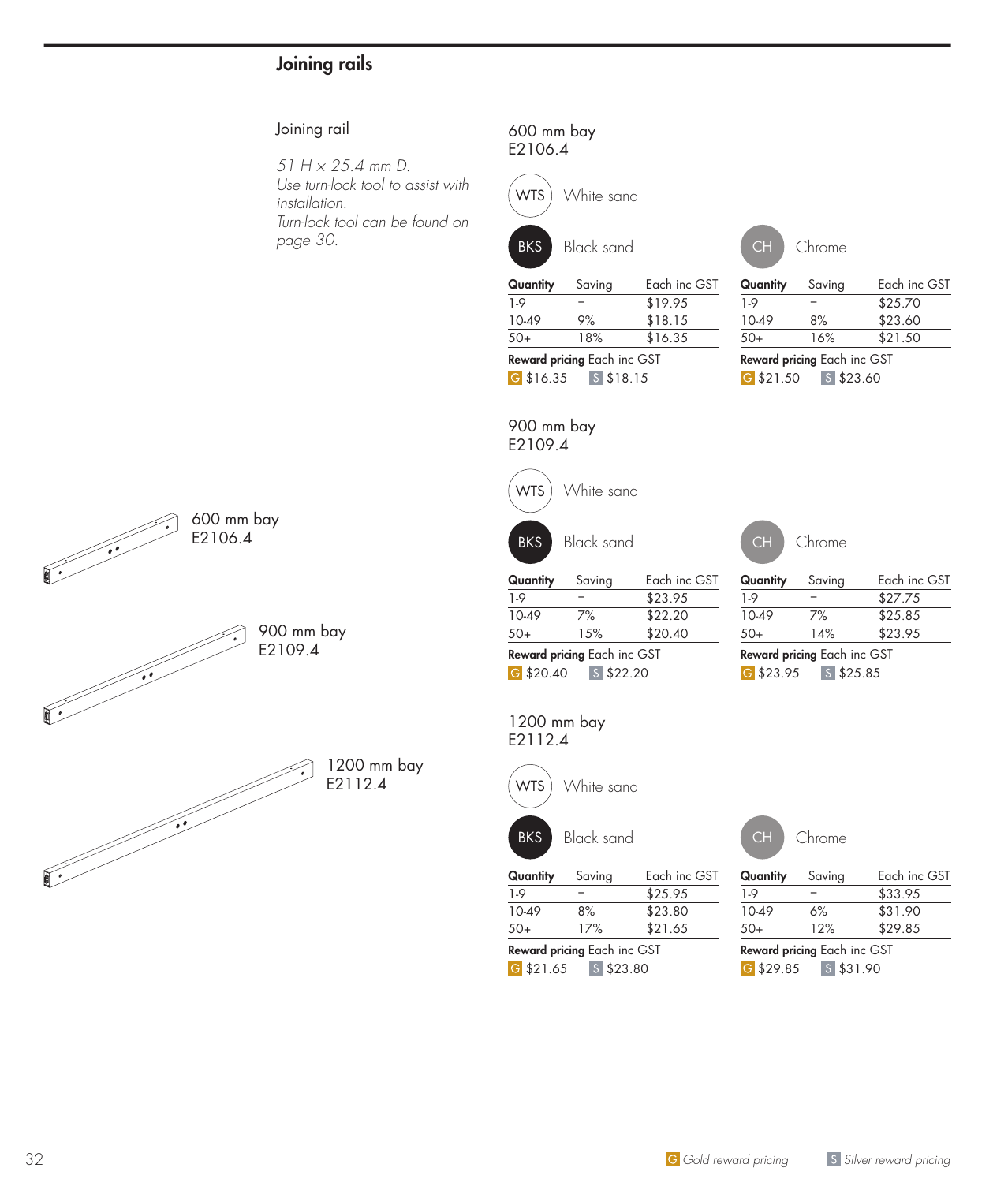# Joining rails

## Joining rail

*51 H x 25.4 mm D.*
*Use turn-lock tool to assist with installation.*
*Turn-lock tool can be found on page 30.*

600 mm bay
E2106.4

900 mm bay
E2109.4

1200 mm bay
E2112.4

### 600 mm bay
E2106.4

WTS White sand

BKS Black sand

| Quantity | Saving | Each inc GST |
|---|---|---|
| 1-9 | – | $19.95 |
| 10-49 | 9% | $18.15 |
| 50+ | 18% | $16.35 |

**Reward pricing** Each inc GST
G $16.35 S $18.15

CH Chrome

| Quantity | Saving | Each inc GST |
|---|---|---|
| 1-9 | – | $25.70 |
| 10-49 | 8% | $23.60 |
| 50+ | 16% | $21.50 |

**Reward pricing** Each inc GST
G $21.50 S $23.60

### 900 mm bay
E2109.4

WTS White sand

BKS Black sand

| Quantity | Saving | Each inc GST |
|---|---|---|
| 1-9 | – | $23.95 |
| 10-49 | 7% | $22.20 |
| 50+ | 15% | $20.40 |

**Reward pricing** Each inc GST
G $20.40 S $22.20

CH Chrome

| Quantity | Saving | Each inc GST |
|---|---|---|
| 1-9 | – | $27.75 |
| 10-49 | 7% | $25.85 |
| 50+ | 14% | $23.95 |

**Reward pricing** Each inc GST
G $23.95 S $25.85

### 1200 mm bay
E2112.4

WTS White sand

BKS Black sand

| Quantity | Saving | Each inc GST |
|---|---|---|
| 1-9 | – | $25.95 |
| 10-49 | 8% | $23.80 |
| 50+ | 17% | $21.65 |

**Reward pricing** Each inc GST
G $21.65 S $23.80

CH Chrome

| Quantity | Saving | Each inc GST |
|---|---|---|
| 1-9 | – | $33.95 |
| 10-49 | 6% | $31.90 |
| 50+ | 12% | $29.85 |

**Reward pricing** Each inc GST
G $29.85 S $31.90

G *Gold reward pricing* S *Silver reward pricing*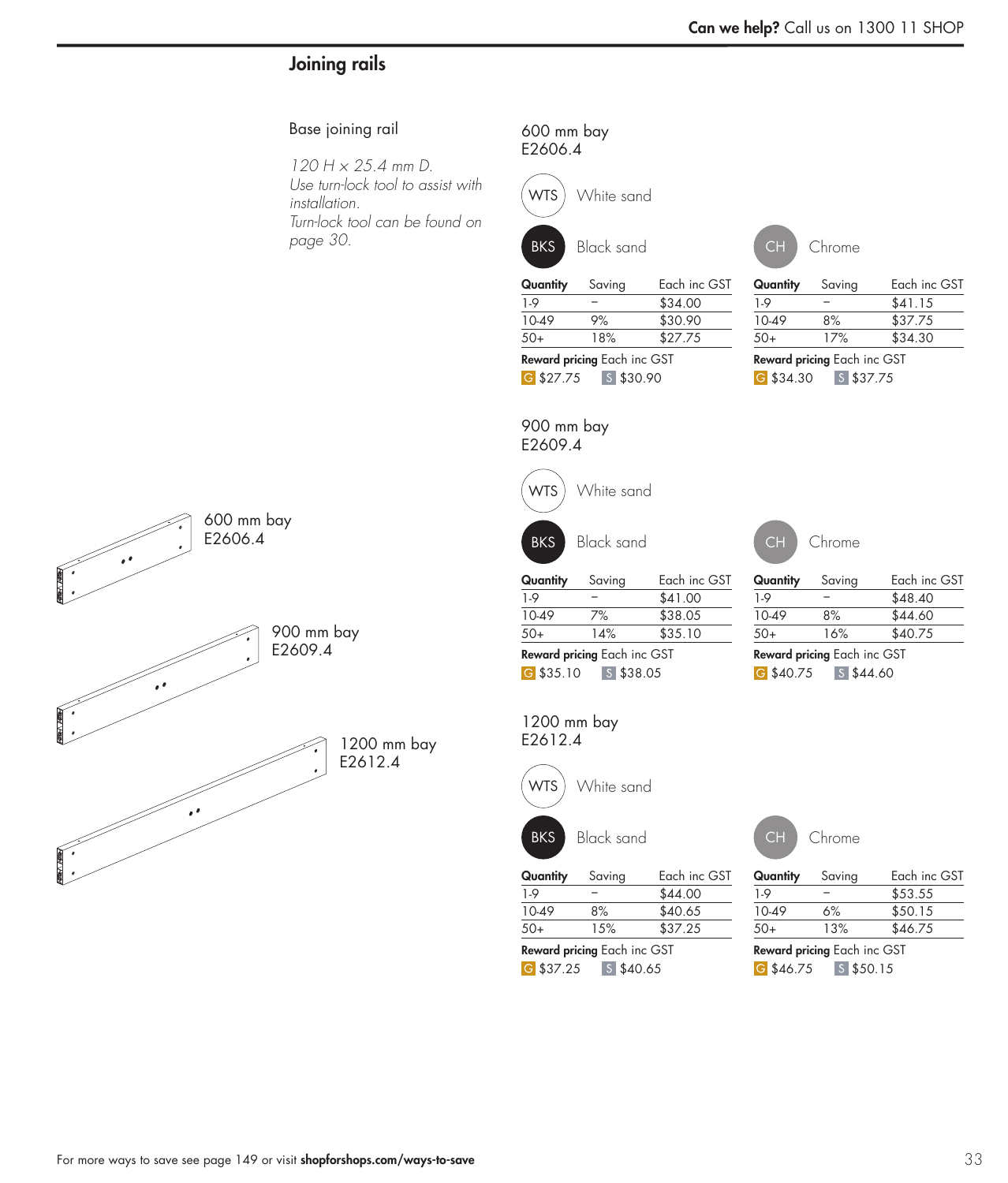## Joining rails

### Base joining rail

*120 H x 25.4 mm D.*
*Use turn-lock tool to assist with installation.*
*Turn-lock tool can be found on page 30.*

600 mm bay
E2606.4

900 mm bay
E2609.4

1200 mm bay
E2612.4

### 600 mm bay
E2606.4

WTS White sand

BKS Black sand

| Quantity | Saving | Each inc GST |
|---|---|---|
| 1-9 | – | $34.00 |
| 10-49 | 9% | $30.90 |
| 50+ | 18% | $27.75 |

**Reward pricing** Each inc GST
G $27.75 S $30.90

CH Chrome

| Quantity | Saving | Each inc GST |
|---|---|---|
| 1-9 | – | $41.15 |
| 10-49 | 8% | $37.75 |
| 50+ | 17% | $34.30 |

**Reward pricing** Each inc GST
G $34.30 S $37.75

### 900 mm bay
E2609.4

WTS White sand

BKS Black sand

| Quantity | Saving | Each inc GST |
|---|---|---|
| 1-9 | – | $41.00 |
| 10-49 | 7% | $38.05 |
| 50+ | 14% | $35.10 |

**Reward pricing** Each inc GST
G $35.10 S $38.05

CH Chrome

| Quantity | Saving | Each inc GST |
|---|---|---|
| 1-9 | – | $48.40 |
| 10-49 | 8% | $44.60 |
| 50+ | 16% | $40.75 |

**Reward pricing** Each inc GST
G $40.75 S $44.60

### 1200 mm bay
E2612.4

WTS White sand

BKS Black sand

| Quantity | Saving | Each inc GST |
|---|---|---|
| 1-9 | – | $44.00 |
| 10-49 | 8% | $40.65 |
| 50+ | 15% | $37.25 |

**Reward pricing** Each inc GST
G $37.25 S $40.65

CH Chrome

| Quantity | Saving | Each inc GST |
|---|---|---|
| 1-9 | – | $53.55 |
| 10-49 | 6% | $50.15 |
| 50+ | 13% | $46.75 |

**Reward pricing** Each inc GST
G $46.75 S $50.15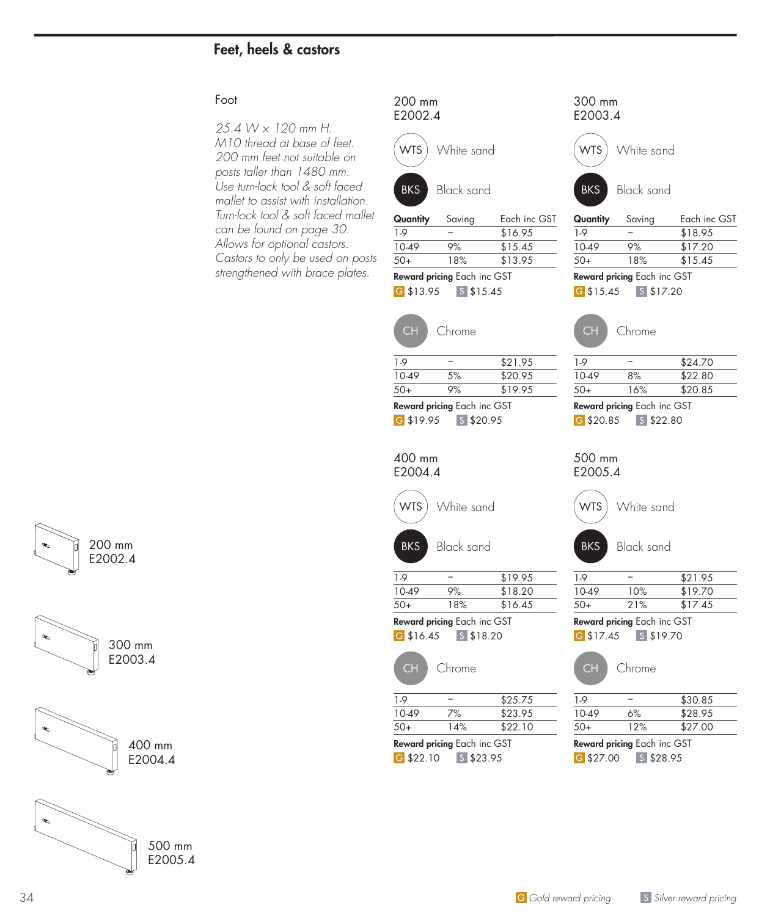## Feet, heels & castors

### Foot

*25.4 W x 120 mm H.*
*M10 thread at base of feet.*
*200 mm feet not suitable on posts taller than 1480 mm.*
*Use turn-lock tool & soft faced mallet to assist with installation.*
*Turn-lock tool & soft faced mallet can be found on page 30.*
*Allows for optional castors.*
*Castors to only be used on posts strengthened with brace plates.*

### 200 mm
E2002.4

WTS White sand
BKS Black sand

| Quantity | Saving | Each inc GST |
|---|---|---|
| 1-9 | – | $16.95 |
| 10-49 | 9% | $15.45 |
| 50+ | 18% | $13.95 |

**Reward pricing** Each inc GST
G $13.95 S $15.45

CH Chrome

| | | |
|---|---|---|
| 1-9 | – | $21.95 |
| 10-49 | 5% | $20.95 |
| 50+ | 9% | $19.95 |

**Reward pricing** Each inc GST
G $19.95 S $20.95

### 300 mm
E2003.4

WTS White sand
BKS Black sand

| Quantity | Saving | Each inc GST |
|---|---|---|
| 1-9 | – | $18.95 |
| 10-49 | 9% | $17.20 |
| 50+ | 18% | $15.45 |

**Reward pricing** Each inc GST
G $15.45 S $17.20

CH Chrome

| | | |
|---|---|---|
| 1-9 | – | $24.70 |
| 10-49 | 8% | $22.80 |
| 50+ | 16% | $20.85 |

**Reward pricing** Each inc GST
G $20.85 S $22.80

### 400 mm
E2004.4

WTS White sand
BKS Black sand

| | | |
|---|---|---|
| 1-9 | – | $19.95 |
| 10-49 | 9% | $18.20 |
| 50+ | 18% | $16.45 |

**Reward pricing** Each inc GST
G $16.45 S $18.20

CH Chrome

| | | |
|---|---|---|
| 1-9 | – | $25.75 |
| 10-49 | 7% | $23.95 |
| 50+ | 14% | $22.10 |

**Reward pricing** Each inc GST
G $22.10 S $23.95

### 500 mm
E2005.4

WTS White sand
BKS Black sand

| | | |
|---|---|---|
| 1-9 | – | $21.95 |
| 10-49 | 10% | $19.70 |
| 50+ | 21% | $17.45 |

**Reward pricing** Each inc GST
G $17.45 S $19.70

CH Chrome

| | | |
|---|---|---|
| 1-9 | – | $30.85 |
| 10-49 | 6% | $28.95 |
| 50+ | 12% | $27.00 |

**Reward pricing** Each inc GST
G $27.00 S $28.95

200 mm
E2002.4

300 mm
E2003.4

400 mm
E2004.4

500 mm
E2005.4

G *Gold reward pricing* S *Silver reward pricing*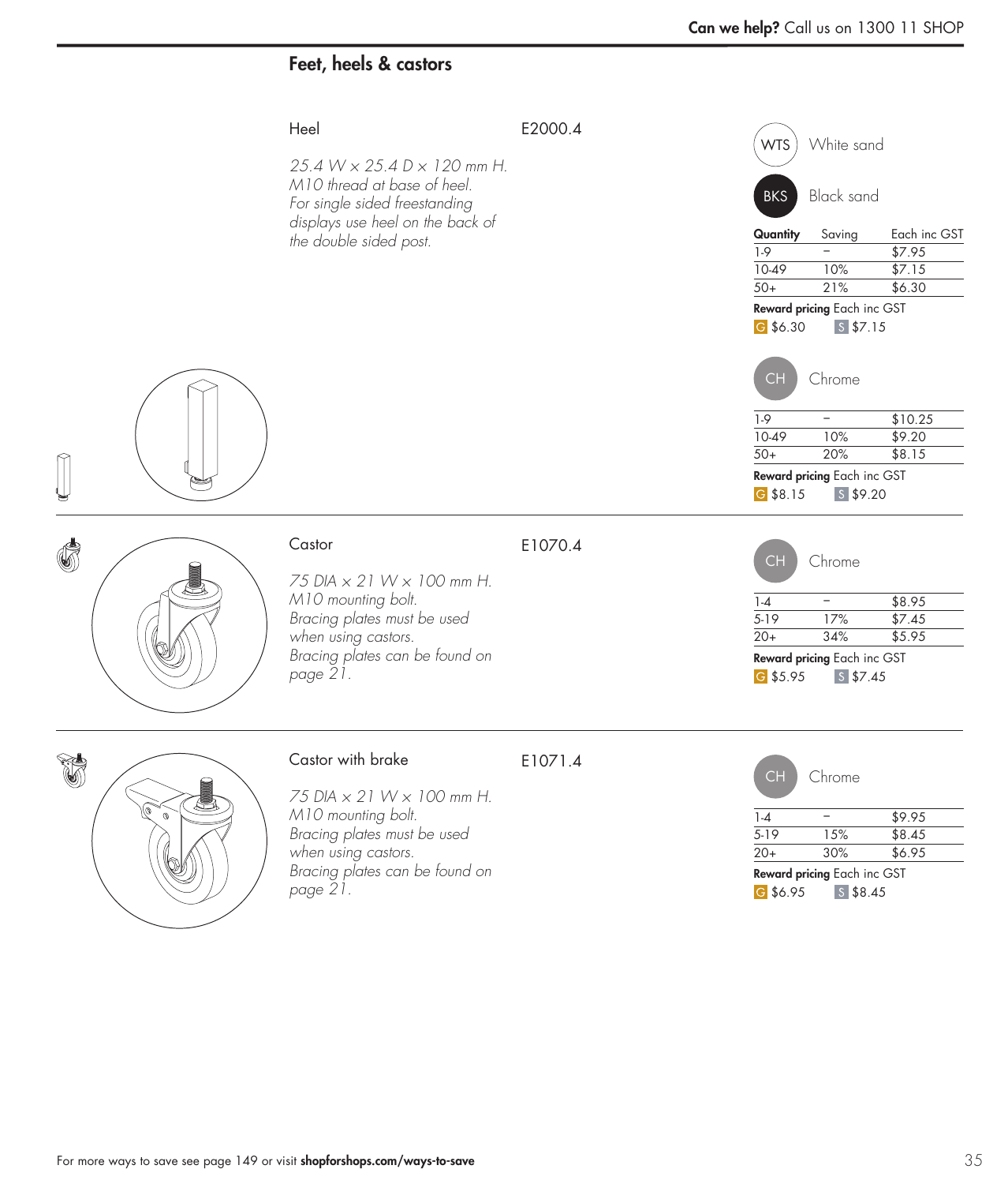## Feet, heels & castors

### Heel

E2000.4

*25.4 W x 25.4 D x 120 mm H.*
*M10 thread at base of heel.*
*For single sided freestanding displays use heel on the back of the double sided post.*

WTS White sand

BKS Black sand

| Quantity | Saving | Each inc GST |
|---|---|---|
| 1-9 | – | $7.95 |
| 10-49 | 10% | $7.15 |
| 50+ | 21% | $6.30 |

**Reward pricing** Each inc GST
G $6.30 S $7.15

CH Chrome

| | | |
|---|---|---|
| 1-9 | – | $10.25 |
| 10-49 | 10% | $9.20 |
| 50+ | 20% | $8.15 |

**Reward pricing** Each inc GST
G $8.15 S $9.20

### Castor

E1070.4

*75 DIA x 21 W x 100 mm H.*
*M10 mounting bolt.*
*Bracing plates must be used when using castors.*
*Bracing plates can be found on page 21.*

CH Chrome

| | | |
|---|---|---|
| 1-4 | – | $8.95 |
| 5-19 | 17% | $7.45 |
| 20+ | 34% | $5.95 |

**Reward pricing** Each inc GST
G $5.95 S $7.45

### Castor with brake

E1071.4

*75 DIA x 21 W x 100 mm H.*
*M10 mounting bolt.*
*Bracing plates must be used when using castors.*
*Bracing plates can be found on page 21.*

CH Chrome

| | | |
|---|---|---|
| 1-4 | – | $9.95 |
| 5-19 | 15% | $8.45 |
| 20+ | 30% | $6.95 |

**Reward pricing** Each inc GST
G $6.95 S $8.45

For more ways to save see page 149 or visit **shopforshops.com/ways-to-save**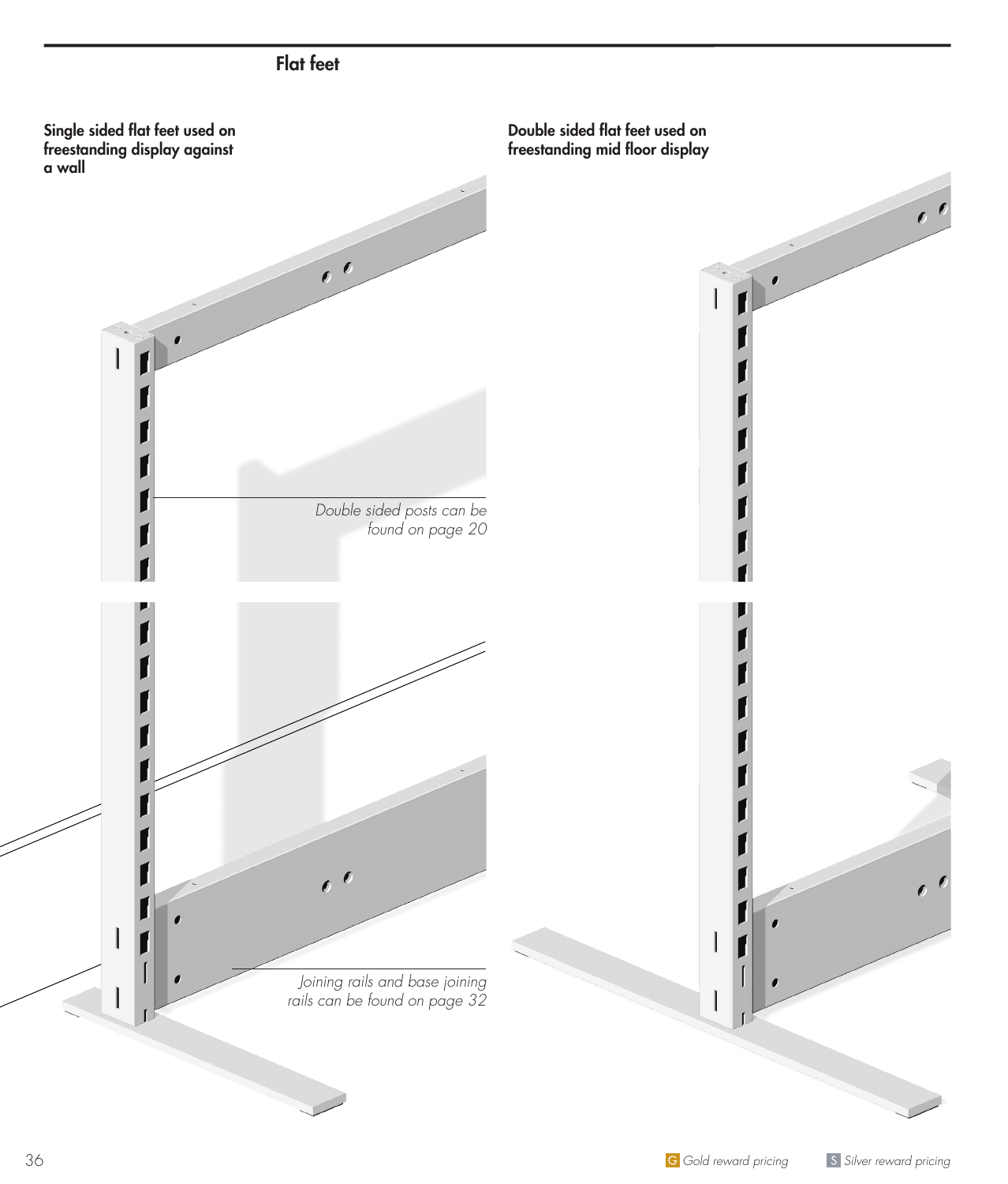## Flat feet

**Single sided flat feet used on freestanding display against a wall**

*Double sided posts can be found on page 20*

*Joining rails and base joining rails can be found on page 32*

**Double sided flat feet used on freestanding mid floor display**

G *Gold reward pricing* S *Silver reward pricing*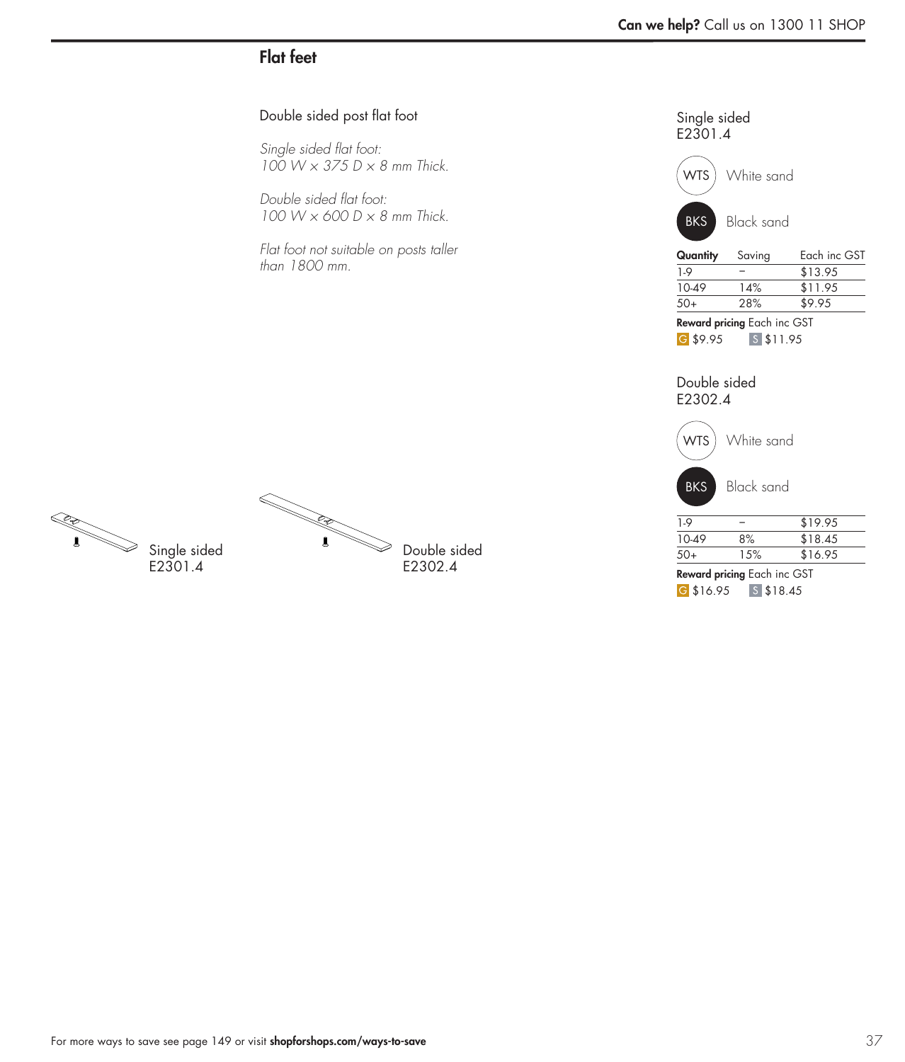# Flat feet

Double sided post flat foot

*Single sided flat foot:*
*100 W × 375 D × 8 mm Thick.*

*Double sided flat foot:*
*100 W × 600 D × 8 mm Thick.*

*Flat foot not suitable on posts taller than 1800 mm.*

Single sided
E2301.4

Double sided
E2302.4

## Single sided
E2301.4

WTS White sand

BKS Black sand

| Quantity | Saving | Each inc GST |
|---|---|---|
| 1-9 | – | $13.95 |
| 10-49 | 14% | $11.95 |
| 50+ | 28% | $9.95 |

**Reward pricing** Each inc GST
G $9.95 S $11.95

## Double sided
E2302.4

WTS White sand

BKS Black sand

| Quantity | Saving | Each inc GST |
|---|---|---|
| 1-9 | – | $19.95 |
| 10-49 | 8% | $18.45 |
| 50+ | 15% | $16.95 |

**Reward pricing** Each inc GST
G $16.95 S $18.45

For more ways to save see page 149 or visit **shopforshops.com/ways-to-save**